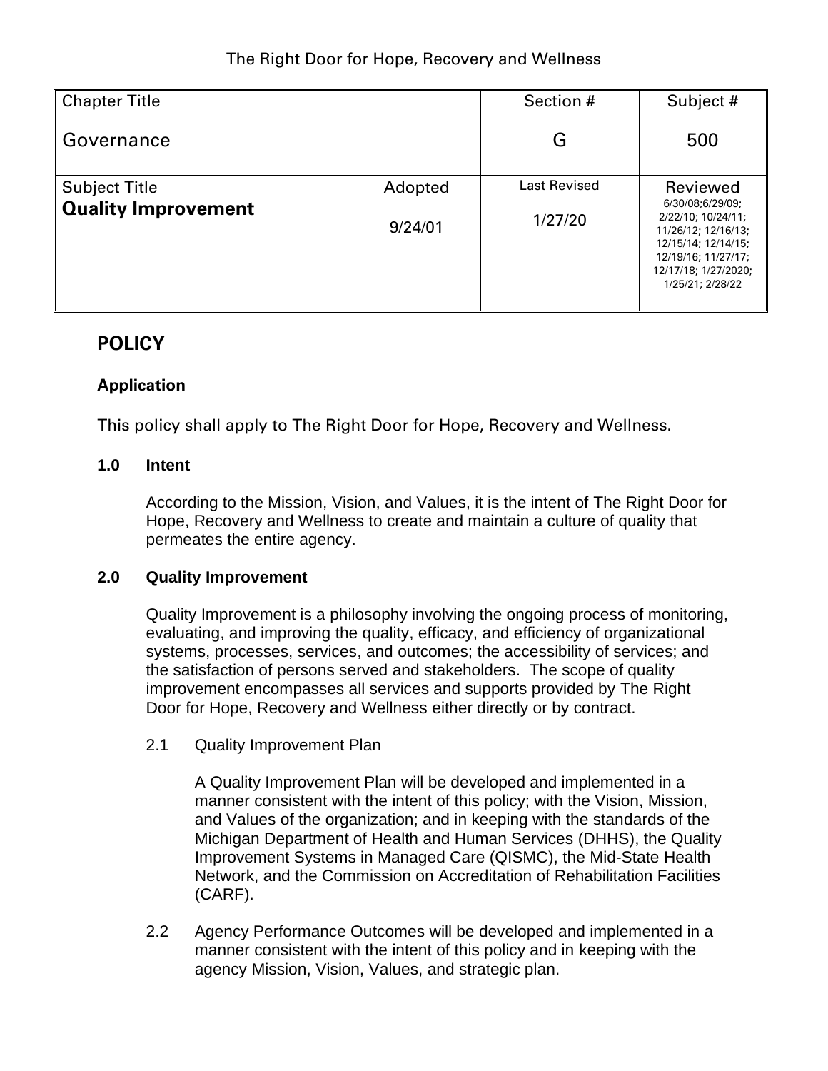The Right Door for Hope, Recovery and Wellness

| Chapter Title | | Section # | Subject # |
|---|---|---|---|
| Governance | | G | 500 |
| Subject Title | Adopted | Last Revised | Reviewed |
| **Quality Improvement** | 9/24/01 | 1/27/20 | 6/30/08;6/29/09; 2/22/10; 10/24/11; 11/26/12; 12/16/13; 12/15/14; 12/14/15; 12/19/16; 11/27/17; 12/17/18; 1/27/2020; 1/25/21; 2/28/22 |

## POLICY

### Application

This policy shall apply to The Right Door for Hope, Recovery and Wellness.

### 1.0 Intent

According to the Mission, Vision, and Values, it is the intent of The Right Door for Hope, Recovery and Wellness to create and maintain a culture of quality that permeates the entire agency.

### 2.0 Quality Improvement

Quality Improvement is a philosophy involving the ongoing process of monitoring, evaluating, and improving the quality, efficacy, and efficiency of organizational systems, processes, services, and outcomes; the accessibility of services; and the satisfaction of persons served and stakeholders. The scope of quality improvement encompasses all services and supports provided by The Right Door for Hope, Recovery and Wellness either directly or by contract.

2.1 Quality Improvement Plan

A Quality Improvement Plan will be developed and implemented in a manner consistent with the intent of this policy; with the Vision, Mission, and Values of the organization; and in keeping with the standards of the Michigan Department of Health and Human Services (DHHS), the Quality Improvement Systems in Managed Care (QISMC), the Mid-State Health Network, and the Commission on Accreditation of Rehabilitation Facilities (CARF).

2.2 Agency Performance Outcomes will be developed and implemented in a manner consistent with the intent of this policy and in keeping with the agency Mission, Vision, Values, and strategic plan.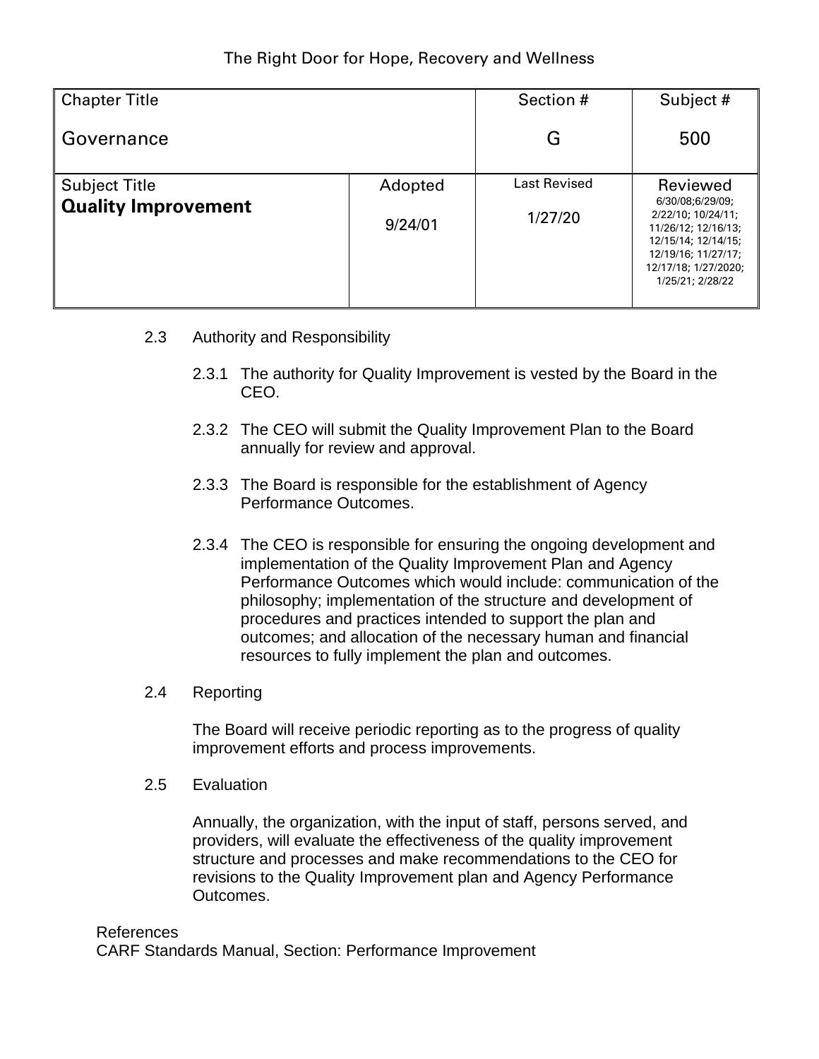The Right Door for Hope, Recovery and Wellness

| Chapter Title<br>Governance | | Section #<br>G | Subject #<br>500 |
|---|---|---|---|
| Subject Title<br>**Quality Improvement** | Adopted<br>9/24/01 | Last Revised<br>1/27/20 | Reviewed<br>6/30/08;6/29/09; 2/22/10; 10/24/11; 11/26/12; 12/16/13; 12/15/14; 12/14/15; 12/19/16; 11/27/17; 12/17/18; 1/27/2020; 1/25/21; 2/28/22 |

2.3 Authority and Responsibility

2.3.1 The authority for Quality Improvement is vested by the Board in the CEO.

2.3.2 The CEO will submit the Quality Improvement Plan to the Board annually for review and approval.

2.3.3 The Board is responsible for the establishment of Agency Performance Outcomes.

2.3.4 The CEO is responsible for ensuring the ongoing development and implementation of the Quality Improvement Plan and Agency Performance Outcomes which would include: communication of the philosophy; implementation of the structure and development of procedures and practices intended to support the plan and outcomes; and allocation of the necessary human and financial resources to fully implement the plan and outcomes.

2.4 Reporting

The Board will receive periodic reporting as to the progress of quality improvement efforts and process improvements.

2.5 Evaluation

Annually, the organization, with the input of staff, persons served, and providers, will evaluate the effectiveness of the quality improvement structure and processes and make recommendations to the CEO for revisions to the Quality Improvement plan and Agency Performance Outcomes.

References
CARF Standards Manual, Section: Performance Improvement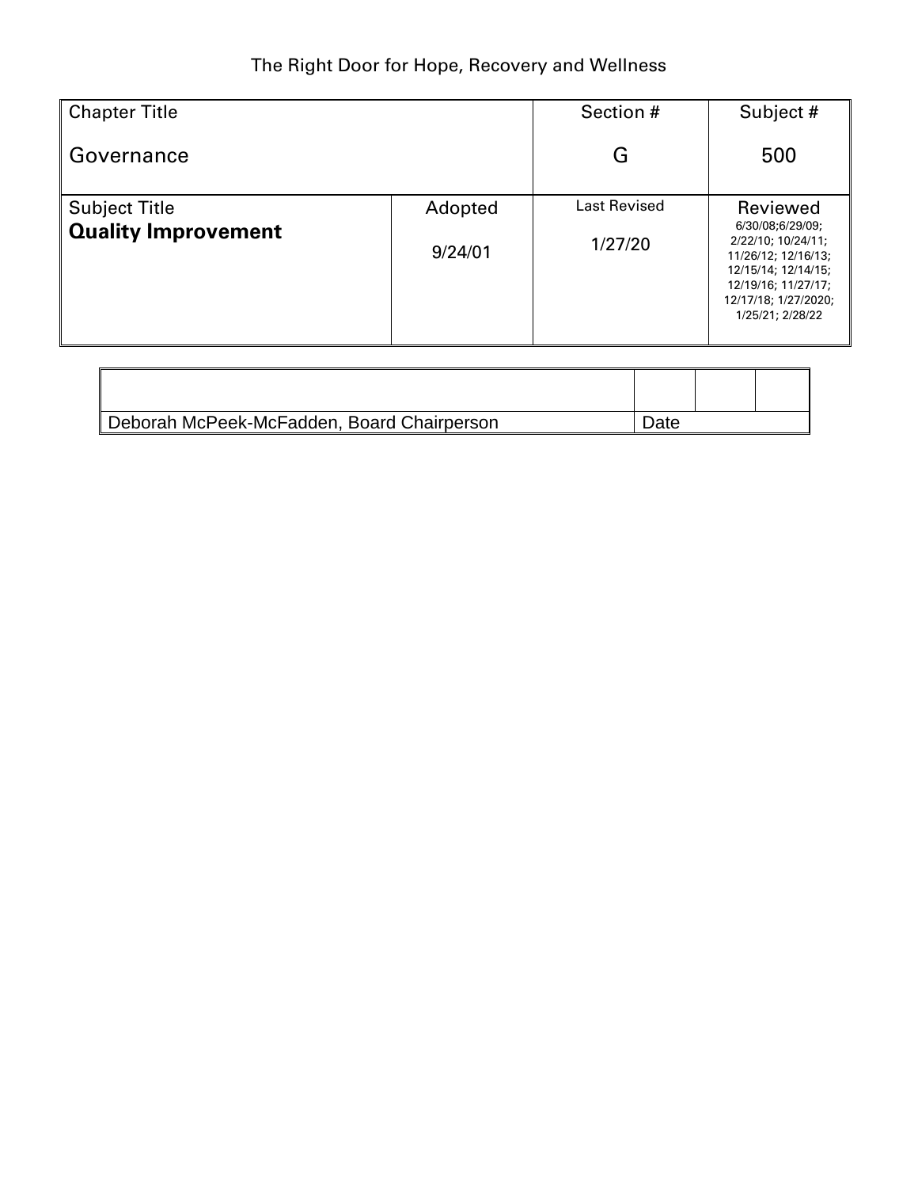The Right Door for Hope, Recovery and Wellness

| Chapter Title | | Section # | Subject # |
|---|---|---|---|
| Governance | | G | 500 |
| Subject Title<br>**Quality Improvement** | Adopted<br>9/24/01 | Last Revised<br>1/27/20 | Reviewed<br>6/30/08;6/29/09; 2/22/10; 10/24/11; 11/26/12; 12/16/13; 12/15/14; 12/14/15; 12/19/16; 11/27/17; 12/17/18; 1/27/2020; 1/25/21; 2/28/22 |

| | | | |
|---|---|---|---|
| | | | |
| Deborah McPeek-McFadden, Board Chairperson | Date | | |